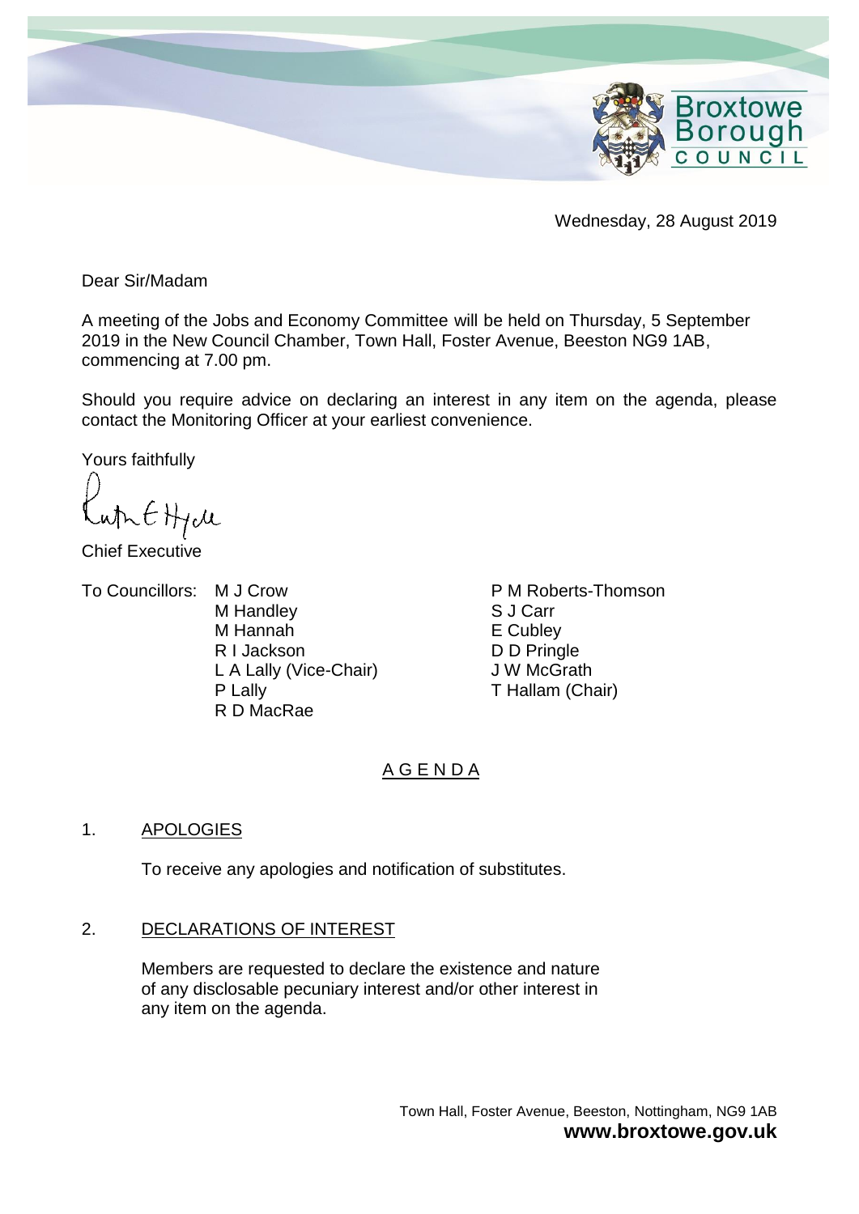Broxtowe Borough COUNCIL

Wednesday, 28 August 2019

Dear Sir/Madam

A meeting of the Jobs and Economy Committee will be held on Thursday, 5 September 2019 in the New Council Chamber, Town Hall, Foster Avenue, Beeston NG9 1AB, commencing at 7.00 pm.

Should you require advice on declaring an interest in any item on the agenda, please contact the Monitoring Officer at your earliest convenience.

Yours faithfully

Ruth E Hyde

Chief Executive

To Councillors:

M J Crow
M Handley
M Hannah
R I Jackson
L A Lally (Vice-Chair)
P Lally
R D MacRae
P M Roberts-Thomson
S J Carr
E Cubley
D D Pringle
J W McGrath
T Hallam (Chair)

## AGENDA

### 1. APOLOGIES

To receive any apologies and notification of substitutes.

### 2. DECLARATIONS OF INTEREST

Members are requested to declare the existence and nature of any disclosable pecuniary interest and/or other interest in any item on the agenda.

Town Hall, Foster Avenue, Beeston, Nottingham, NG9 1AB
**www.broxtowe.gov.uk**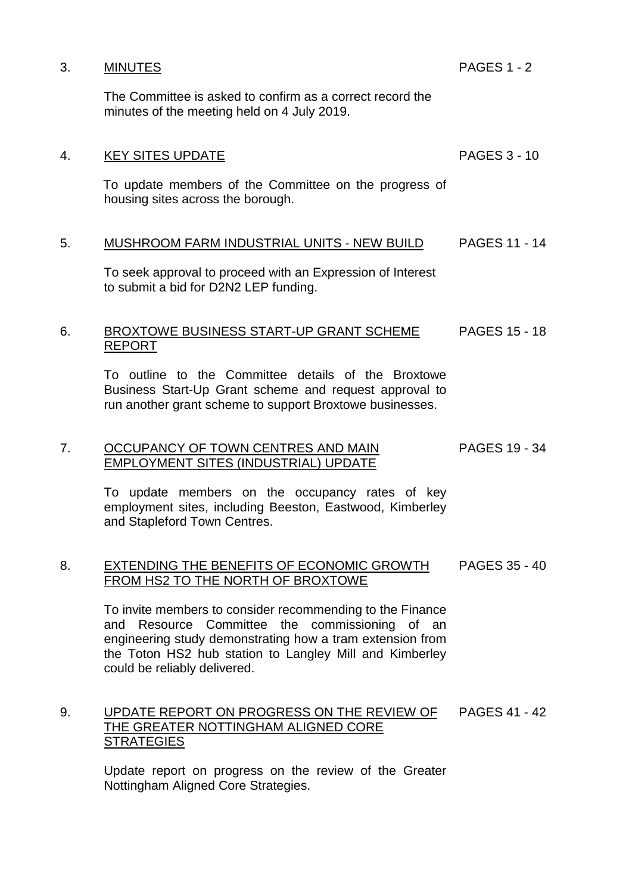3. MINUTES PAGES 1 - 2

The Committee is asked to confirm as a correct record the minutes of the meeting held on 4 July 2019.

4. KEY SITES UPDATE PAGES 3 - 10

To update members of the Committee on the progress of housing sites across the borough.

5. MUSHROOM FARM INDUSTRIAL UNITS - NEW BUILD PAGES 11 - 14

To seek approval to proceed with an Expression of Interest to submit a bid for D2N2 LEP funding.

6. BROXTOWE BUSINESS START-UP GRANT SCHEME REPORT PAGES 15 - 18

To outline to the Committee details of the Broxtowe Business Start-Up Grant scheme and request approval to run another grant scheme to support Broxtowe businesses.

7. OCCUPANCY OF TOWN CENTRES AND MAIN EMPLOYMENT SITES (INDUSTRIAL) UPDATE PAGES 19 - 34

To update members on the occupancy rates of key employment sites, including Beeston, Eastwood, Kimberley and Stapleford Town Centres.

8. EXTENDING THE BENEFITS OF ECONOMIC GROWTH FROM HS2 TO THE NORTH OF BROXTOWE PAGES 35 - 40

To invite members to consider recommending to the Finance and Resource Committee the commissioning of an engineering study demonstrating how a tram extension from the Toton HS2 hub station to Langley Mill and Kimberley could be reliably delivered.

9. UPDATE REPORT ON PROGRESS ON THE REVIEW OF THE GREATER NOTTINGHAM ALIGNED CORE STRATEGIES PAGES 41 - 42

Update report on progress on the review of the Greater Nottingham Aligned Core Strategies.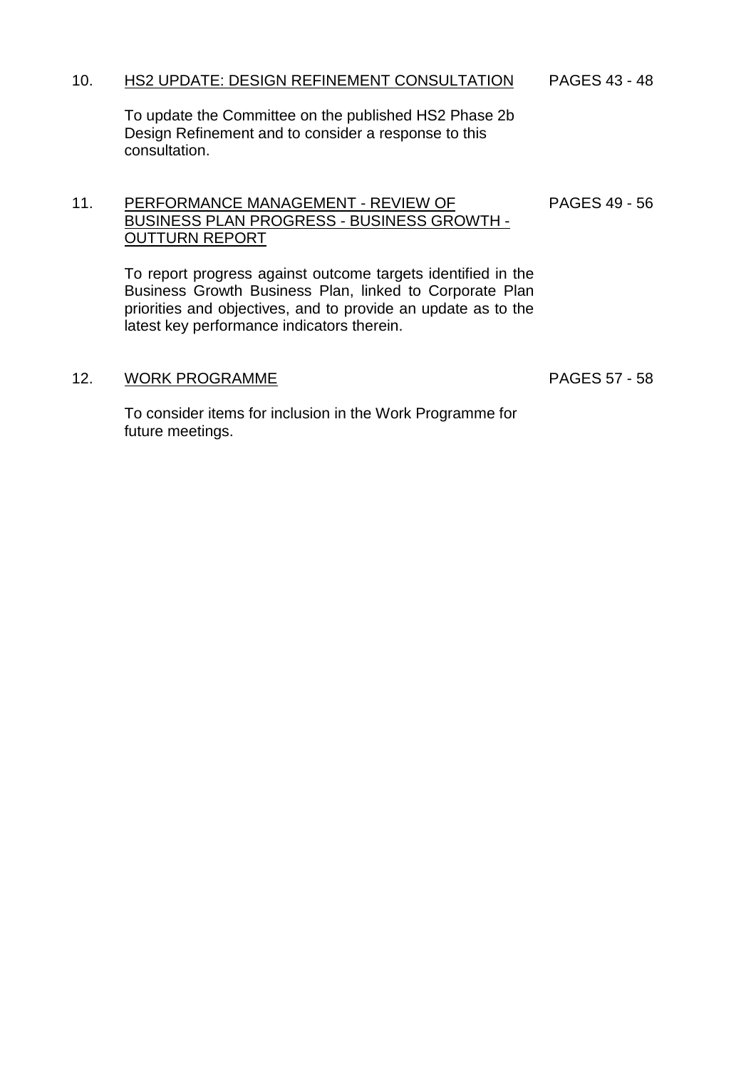10. <u>HS2 UPDATE: DESIGN REFINEMENT CONSULTATION</u> PAGES 43 - 48

 To update the Committee on the published HS2 Phase 2b Design Refinement and to consider a response to this consultation.

11. <u>PERFORMANCE MANAGEMENT - REVIEW OF BUSINESS PLAN PROGRESS - BUSINESS GROWTH - OUTTURN REPORT</u> PAGES 49 - 56

 To report progress against outcome targets identified in the Business Growth Business Plan, linked to Corporate Plan priorities and objectives, and to provide an update as to the latest key performance indicators therein.

12. <u>WORK PROGRAMME</u> PAGES 57 - 58

 To consider items for inclusion in the Work Programme for future meetings.